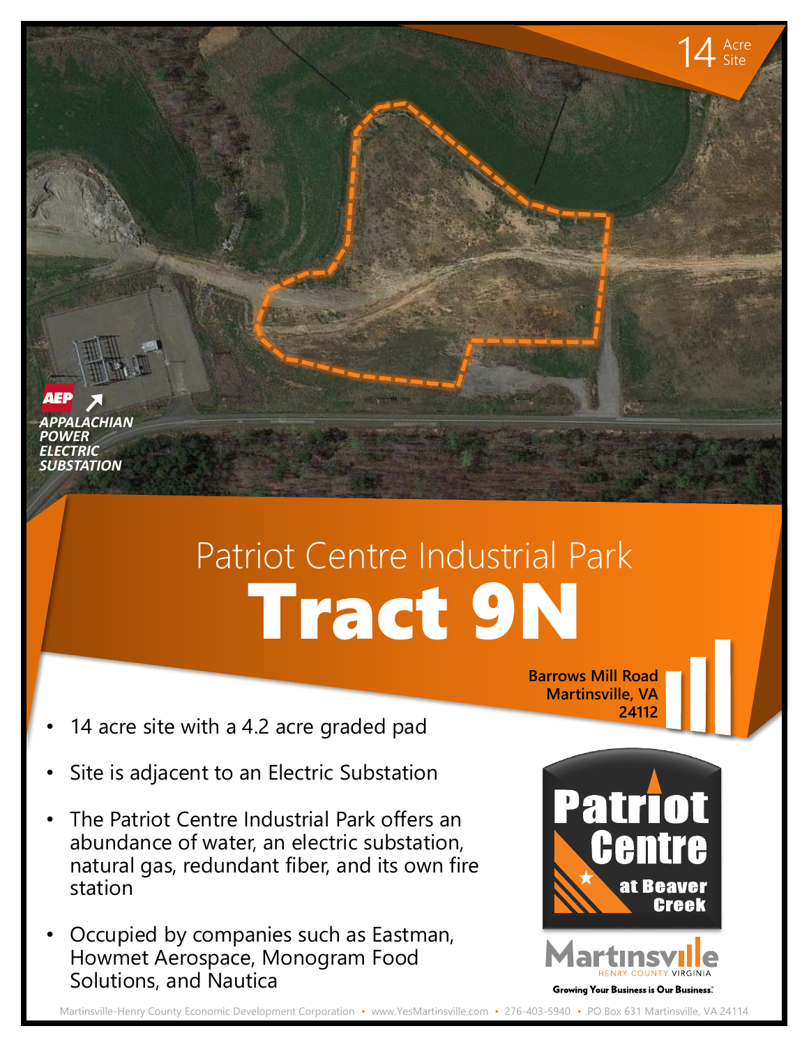14 Acre Site

AEP
*APPALACHIAN POWER ELECTRIC SUBSTATION*

# Patriot Centre Industrial Park
# Tract 9N

**Barrows Mill Road**
**Martinsville, VA**
**24112**

- 14 acre site with a 4.2 acre graded pad
- Site is adjacent to an Electric Substation
- The Patriot Centre Industrial Park offers an abundance of water, an electric substation, natural gas, redundant fiber, and its own fire station
- Occupied by companies such as Eastman, Howmet Aerospace, Monogram Food Solutions, and Nautica

Patriot Centre at Beaver Creek

Martinsville HENRY COUNTY VIRGINIA
Growing Your Business is Our Business.

Martinsville-Henry County Economic Development Corporation • www.YesMartinsville.com • 276-403-5940 • PO Box 631 Martinsville, VA 24114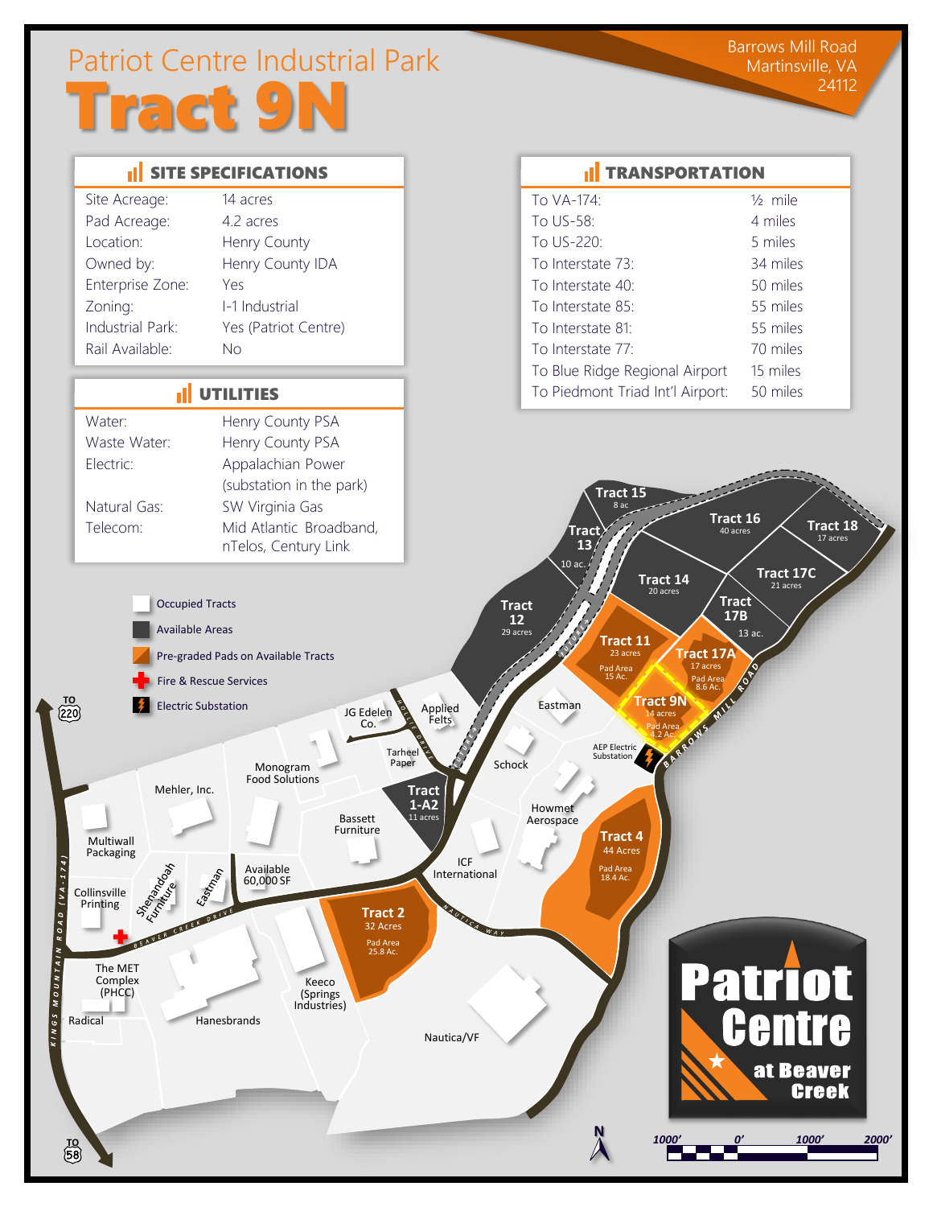# Patriot Centre Industrial Park

# Tract 9N

Barrows Mill Road
Martinsville, VA
24112

## SITE SPECIFICATIONS

| | |
|---|---|
| Site Acreage: | 14 acres |
| Pad Acreage: | 4.2 acres |
| Location: | Henry County |
| Owned by: | Henry County IDA |
| Enterprise Zone: | Yes |
| Zoning: | I-1 Industrial |
| Industrial Park: | Yes (Patriot Centre) |
| Rail Available: | No |

## UTILITIES

| | |
|---|---|
| Water: | Henry County PSA |
| Waste Water: | Henry County PSA |
| Electric: | Appalachian Power (substation in the park) |
| Natural Gas: | SW Virginia Gas |
| Telecom: | Mid Atlantic Broadband, nTelos, Century Link |

## TRANSPORTATION

| | |
|---|---|
| To VA-174: | ½ mile |
| To US-58: | 4 miles |
| To US-220: | 5 miles |
| To Interstate 73: | 34 miles |
| To Interstate 40: | 50 miles |
| To Interstate 85: | 55 miles |
| To Interstate 81: | 55 miles |
| To Interstate 77: | 70 miles |
| To Blue Ridge Regional Airport | 15 miles |
| To Piedmont Triad Int'l Airport: | 50 miles |

Occupied Tracts
Available Areas
Pre-graded Pads on Available Tracts
Fire & Rescue Services
Electric Substation

Tract 15 8 ac
Tract 16 40 acres
Tract 18 17 acres
Tract 13 10 ac.
Tract 14 20 acres
Tract 17C 21 acres
Tract 17B 13 ac.
Tract 12 29 acres
Tract 11 23 acres Pad Area 15 Ac.
Tract 17A 17 acres Pad Area 8.6 Ac.
Tract 9N 14 acres Pad Area 4.2 Ac.
Tract 1-A2 11 acres
Tract 4 44 Acres Pad Area 18.4 Ac.
Tract 2 32 Acres Pad Area 25.8 Ac.

Eastman, AEP Electric Substation, Schock, Howmet Aerospace, Applied Felts, JG Edelen Co., Tarheel Paper, Monogram Food Solutions, Mehler, Inc., Bassett Furniture, ICF International, Multiwall Packaging, Shenandoah Furniture, Eastman, Available 60,000 SF, Collinsville Printing, The MET Complex (PHCC), Radical, Hanesbrands, Keeco (Springs Industries), Nautica/VF

Barrows Mill Road, Hollie Drive, Beaver Creek Drive, Nautica Way, Kings Mountain Road (VA-174), Future

TO 220
TO 58

1000' 0' 1000' 2000'

Patriot Centre at Beaver Creek